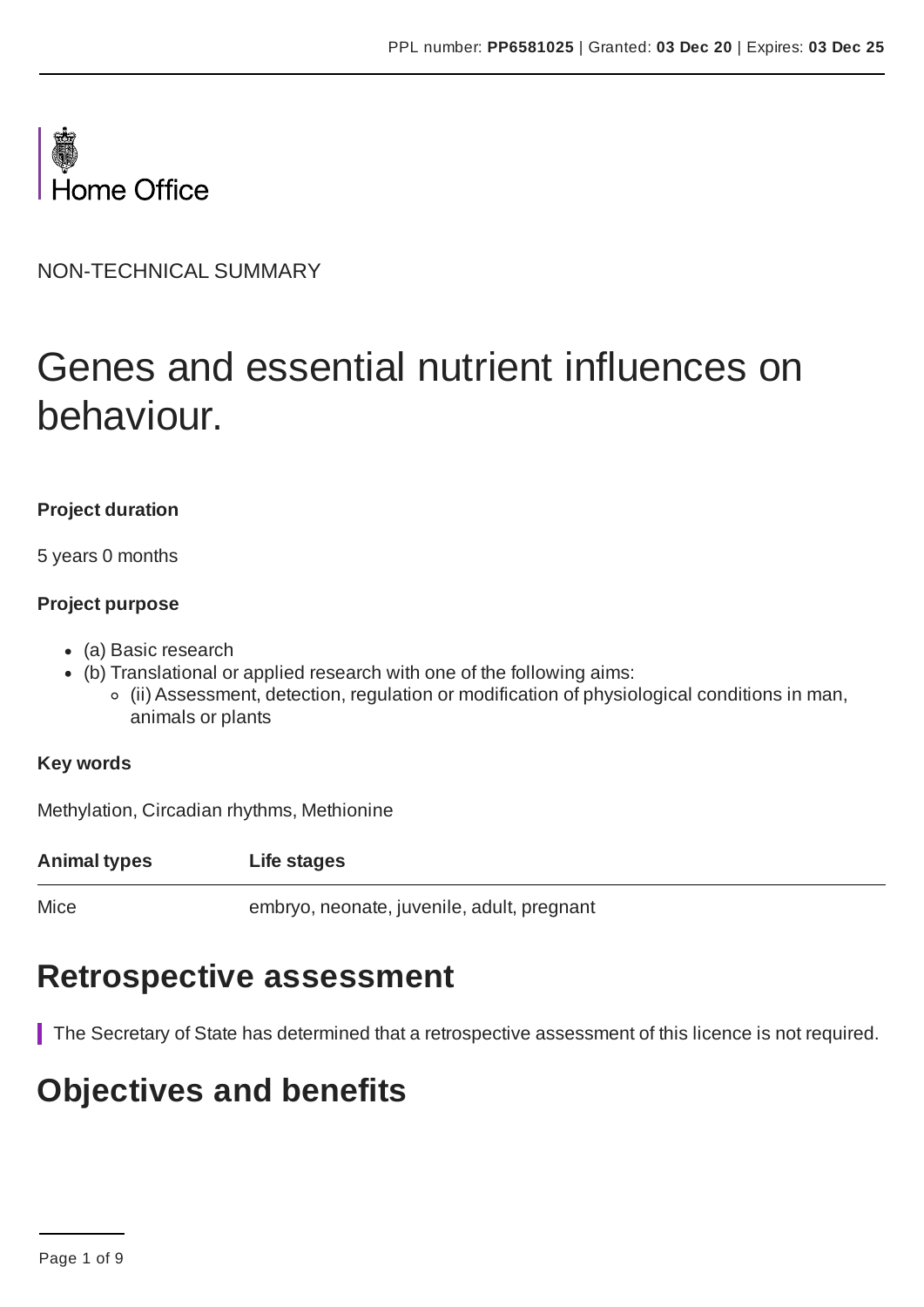Home Office

NON-TECHNICAL SUMMARY

# Genes and essential nutrient influences on behaviour.

**Project duration**

5 years 0 months

**Project purpose**

- (a) Basic research
- (b) Translational or applied research with one of the following aims:
    - (ii) Assessment, detection, regulation or modification of physiological conditions in man, animals or plants

**Key words**

Methylation, Circadian rhythms, Methionine

| Animal types | Life stages |
| --- | --- |
| Mice | embryo, neonate, juvenile, adult, pregnant |

## Retrospective assessment

The Secretary of State has determined that a retrospective assessment of this licence is not required.

## Objectives and benefits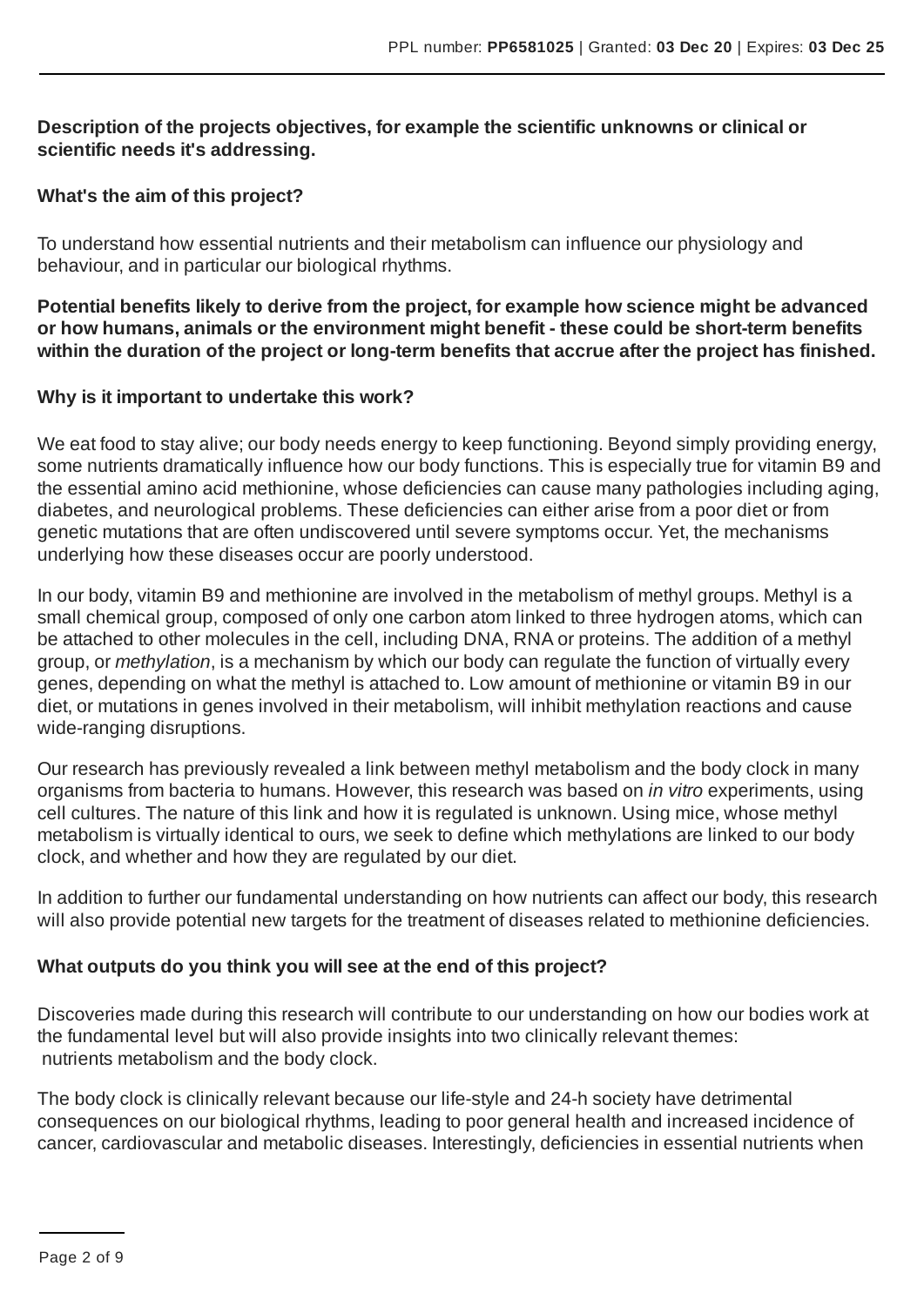**Description of the projects objectives, for example the scientific unknowns or clinical or scientific needs it's addressing.**

**What's the aim of this project?**

To understand how essential nutrients and their metabolism can influence our physiology and behaviour, and in particular our biological rhythms.

**Potential benefits likely to derive from the project, for example how science might be advanced or how humans, animals or the environment might benefit - these could be short-term benefits within the duration of the project or long-term benefits that accrue after the project has finished.**

**Why is it important to undertake this work?**

We eat food to stay alive; our body needs energy to keep functioning. Beyond simply providing energy, some nutrients dramatically influence how our body functions. This is especially true for vitamin B9 and the essential amino acid methionine, whose deficiencies can cause many pathologies including aging, diabetes, and neurological problems. These deficiencies can either arise from a poor diet or from genetic mutations that are often undiscovered until severe symptoms occur. Yet, the mechanisms underlying how these diseases occur are poorly understood.

In our body, vitamin B9 and methionine are involved in the metabolism of methyl groups. Methyl is a small chemical group, composed of only one carbon atom linked to three hydrogen atoms, which can be attached to other molecules in the cell, including DNA, RNA or proteins. The addition of a methyl group, or *methylation*, is a mechanism by which our body can regulate the function of virtually every genes, depending on what the methyl is attached to. Low amount of methionine or vitamin B9 in our diet, or mutations in genes involved in their metabolism, will inhibit methylation reactions and cause wide-ranging disruptions.

Our research has previously revealed a link between methyl metabolism and the body clock in many organisms from bacteria to humans. However, this research was based on *in vitro* experiments, using cell cultures. The nature of this link and how it is regulated is unknown. Using mice, whose methyl metabolism is virtually identical to ours, we seek to define which methylations are linked to our body clock, and whether and how they are regulated by our diet.

In addition to further our fundamental understanding on how nutrients can affect our body, this research will also provide potential new targets for the treatment of diseases related to methionine deficiencies.

**What outputs do you think you will see at the end of this project?**

Discoveries made during this research will contribute to our understanding on how our bodies work at the fundamental level but will also provide insights into two clinically relevant themes: nutrients metabolism and the body clock.

The body clock is clinically relevant because our life-style and 24-h society have detrimental consequences on our biological rhythms, leading to poor general health and increased incidence of cancer, cardiovascular and metabolic diseases. Interestingly, deficiencies in essential nutrients when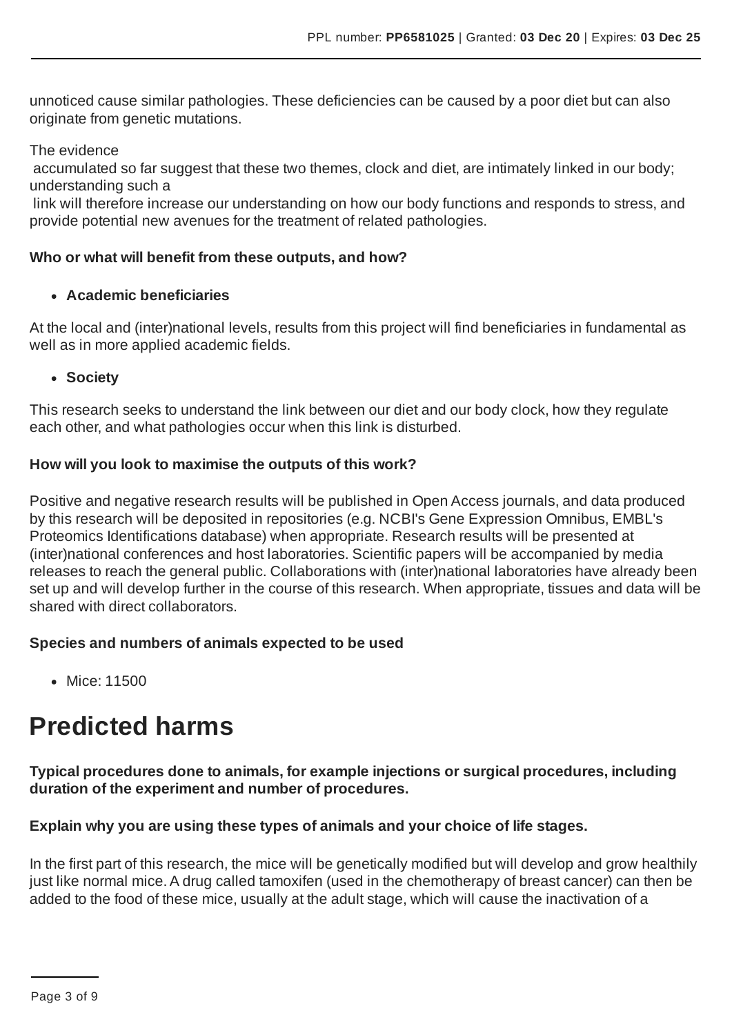unnoticed cause similar pathologies. These deficiencies can be caused by a poor diet but can also originate from genetic mutations.

The evidence accumulated so far suggest that these two themes, clock and diet, are intimately linked in our body; understanding such a link will therefore increase our understanding on how our body functions and responds to stress, and provide potential new avenues for the treatment of related pathologies.

**Who or what will benefit from these outputs, and how?**

- **Academic beneficiaries**

At the local and (inter)national levels, results from this project will find beneficiaries in fundamental as well as in more applied academic fields.

- **Society**

This research seeks to understand the link between our diet and our body clock, how they regulate each other, and what pathologies occur when this link is disturbed.

**How will you look to maximise the outputs of this work?**

Positive and negative research results will be published in Open Access journals, and data produced by this research will be deposited in repositories (e.g. NCBI's Gene Expression Omnibus, EMBL's Proteomics Identifications database) when appropriate. Research results will be presented at (inter)national conferences and host laboratories. Scientific papers will be accompanied by media releases to reach the general public. Collaborations with (inter)national laboratories have already been set up and will develop further in the course of this research. When appropriate, tissues and data will be shared with direct collaborators.

**Species and numbers of animals expected to be used**

- Mice: 11500

# Predicted harms

**Typical procedures done to animals, for example injections or surgical procedures, including duration of the experiment and number of procedures.**

**Explain why you are using these types of animals and your choice of life stages.**

In the first part of this research, the mice will be genetically modified but will develop and grow healthily just like normal mice. A drug called tamoxifen (used in the chemotherapy of breast cancer) can then be added to the food of these mice, usually at the adult stage, which will cause the inactivation of a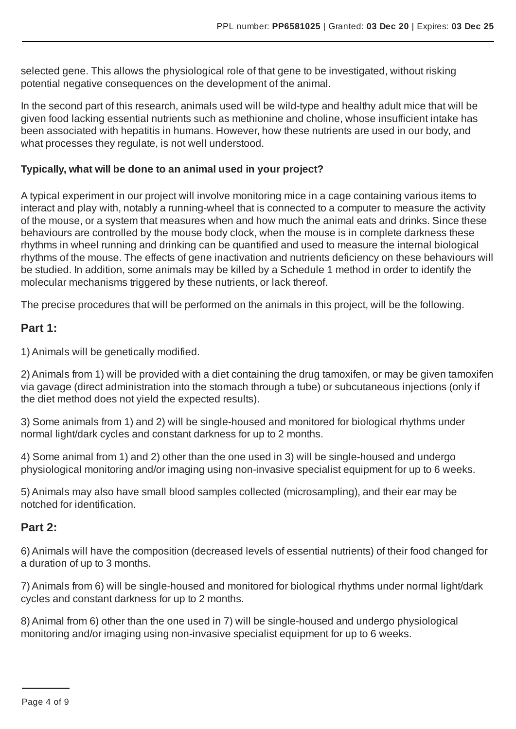selected gene. This allows the physiological role of that gene to be investigated, without risking potential negative consequences on the development of the animal.

In the second part of this research, animals used will be wild-type and healthy adult mice that will be given food lacking essential nutrients such as methionine and choline, whose insufficient intake has been associated with hepatitis in humans. However, how these nutrients are used in our body, and what processes they regulate, is not well understood.

**Typically, what will be done to an animal used in your project?**

A typical experiment in our project will involve monitoring mice in a cage containing various items to interact and play with, notably a running-wheel that is connected to a computer to measure the activity of the mouse, or a system that measures when and how much the animal eats and drinks. Since these behaviours are controlled by the mouse body clock, when the mouse is in complete darkness these rhythms in wheel running and drinking can be quantified and used to measure the internal biological rhythms of the mouse. The effects of gene inactivation and nutrients deficiency on these behaviours will be studied. In addition, some animals may be killed by a Schedule 1 method in order to identify the molecular mechanisms triggered by these nutrients, or lack thereof.

The precise procedures that will be performed on the animals in this project, will be the following.

## Part 1:

1) Animals will be genetically modified.

2) Animals from 1) will be provided with a diet containing the drug tamoxifen, or may be given tamoxifen via gavage (direct administration into the stomach through a tube) or subcutaneous injections (only if the diet method does not yield the expected results).

3) Some animals from 1) and 2) will be single-housed and monitored for biological rhythms under normal light/dark cycles and constant darkness for up to 2 months.

4) Some animal from 1) and 2) other than the one used in 3) will be single-housed and undergo physiological monitoring and/or imaging using non-invasive specialist equipment for up to 6 weeks.

5) Animals may also have small blood samples collected (microsampling), and their ear may be notched for identification.

## Part 2:

6) Animals will have the composition (decreased levels of essential nutrients) of their food changed for a duration of up to 3 months.

7) Animals from 6) will be single-housed and monitored for biological rhythms under normal light/dark cycles and constant darkness for up to 2 months.

8) Animal from 6) other than the one used in 7) will be single-housed and undergo physiological monitoring and/or imaging using non-invasive specialist equipment for up to 6 weeks.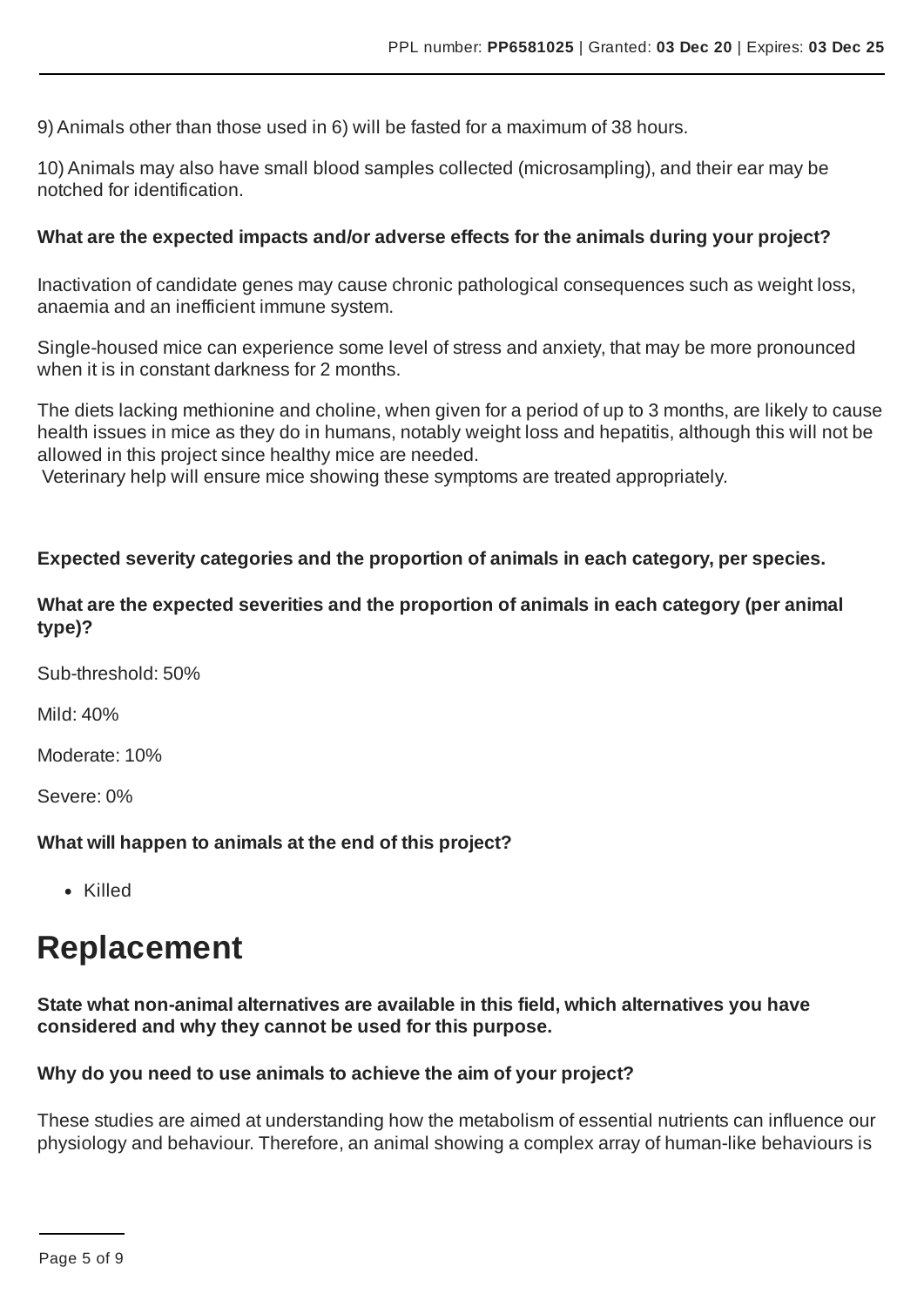9) Animals other than those used in 6) will be fasted for a maximum of 38 hours.

10) Animals may also have small blood samples collected (microsampling), and their ear may be notched for identification.

**What are the expected impacts and/or adverse effects for the animals during your project?**

Inactivation of candidate genes may cause chronic pathological consequences such as weight loss, anaemia and an inefficient immune system.

Single-housed mice can experience some level of stress and anxiety, that may be more pronounced when it is in constant darkness for 2 months.

The diets lacking methionine and choline, when given for a period of up to 3 months, are likely to cause health issues in mice as they do in humans, notably weight loss and hepatitis, although this will not be allowed in this project since healthy mice are needed.
Veterinary help will ensure mice showing these symptoms are treated appropriately.

**Expected severity categories and the proportion of animals in each category, per species.**

**What are the expected severities and the proportion of animals in each category (per animal type)?**

Sub-threshold: 50%

Mild: 40%

Moderate: 10%

Severe: 0%

**What will happen to animals at the end of this project?**

- Killed

# Replacement

**State what non-animal alternatives are available in this field, which alternatives you have considered and why they cannot be used for this purpose.**

**Why do you need to use animals to achieve the aim of your project?**

These studies are aimed at understanding how the metabolism of essential nutrients can influence our physiology and behaviour. Therefore, an animal showing a complex array of human-like behaviours is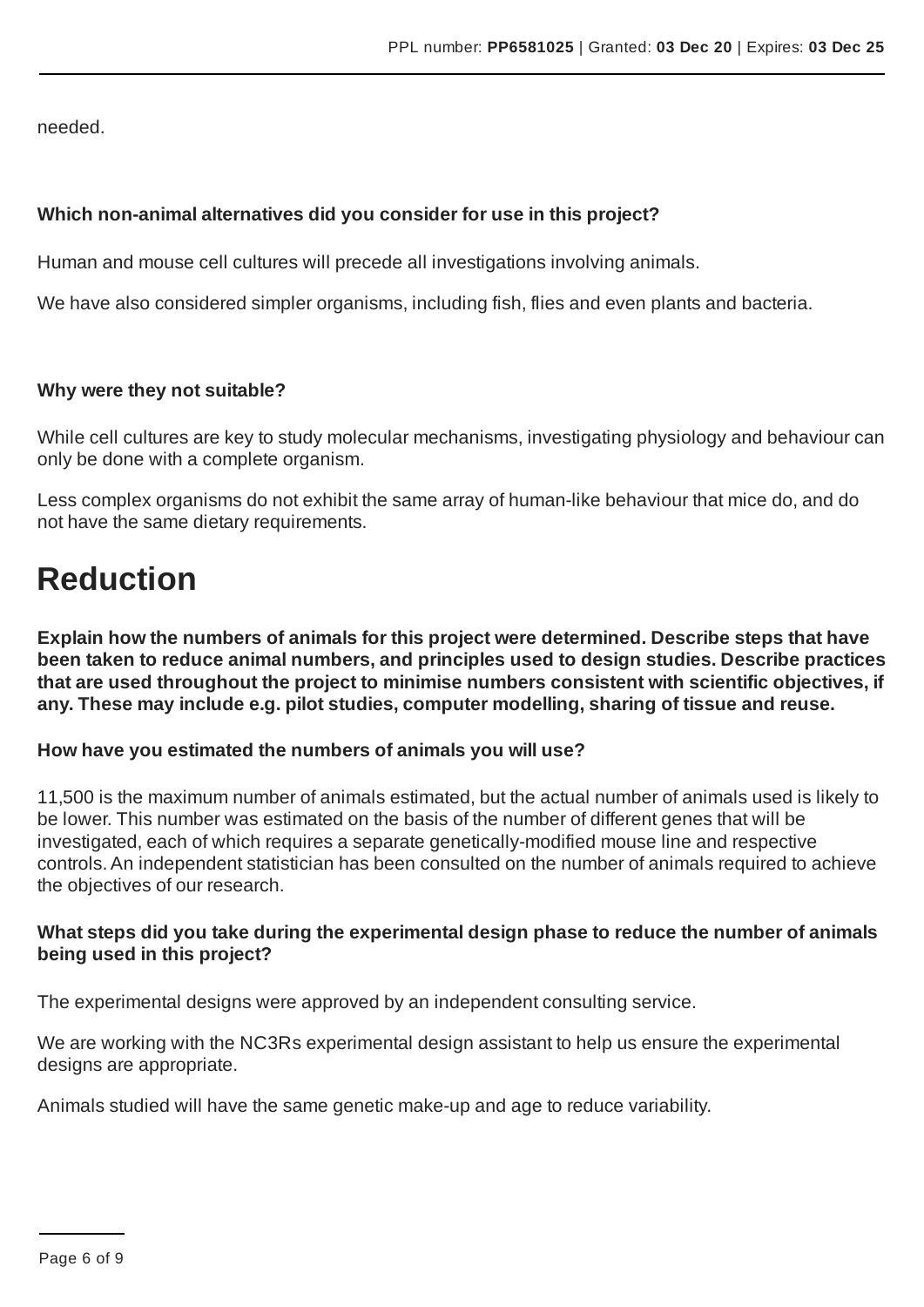needed.

**Which non-animal alternatives did you consider for use in this project?**

Human and mouse cell cultures will precede all investigations involving animals.

We have also considered simpler organisms, including fish, flies and even plants and bacteria.

**Why were they not suitable?**

While cell cultures are key to study molecular mechanisms, investigating physiology and behaviour can only be done with a complete organism.

Less complex organisms do not exhibit the same array of human-like behaviour that mice do, and do not have the same dietary requirements.

# Reduction

**Explain how the numbers of animals for this project were determined. Describe steps that have been taken to reduce animal numbers, and principles used to design studies. Describe practices that are used throughout the project to minimise numbers consistent with scientific objectives, if any. These may include e.g. pilot studies, computer modelling, sharing of tissue and reuse.**

**How have you estimated the numbers of animals you will use?**

11,500 is the maximum number of animals estimated, but the actual number of animals used is likely to be lower. This number was estimated on the basis of the number of different genes that will be investigated, each of which requires a separate genetically-modified mouse line and respective controls. An independent statistician has been consulted on the number of animals required to achieve the objectives of our research.

**What steps did you take during the experimental design phase to reduce the number of animals being used in this project?**

The experimental designs were approved by an independent consulting service.

We are working with the NC3Rs experimental design assistant to help us ensure the experimental designs are appropriate.

Animals studied will have the same genetic make-up and age to reduce variability.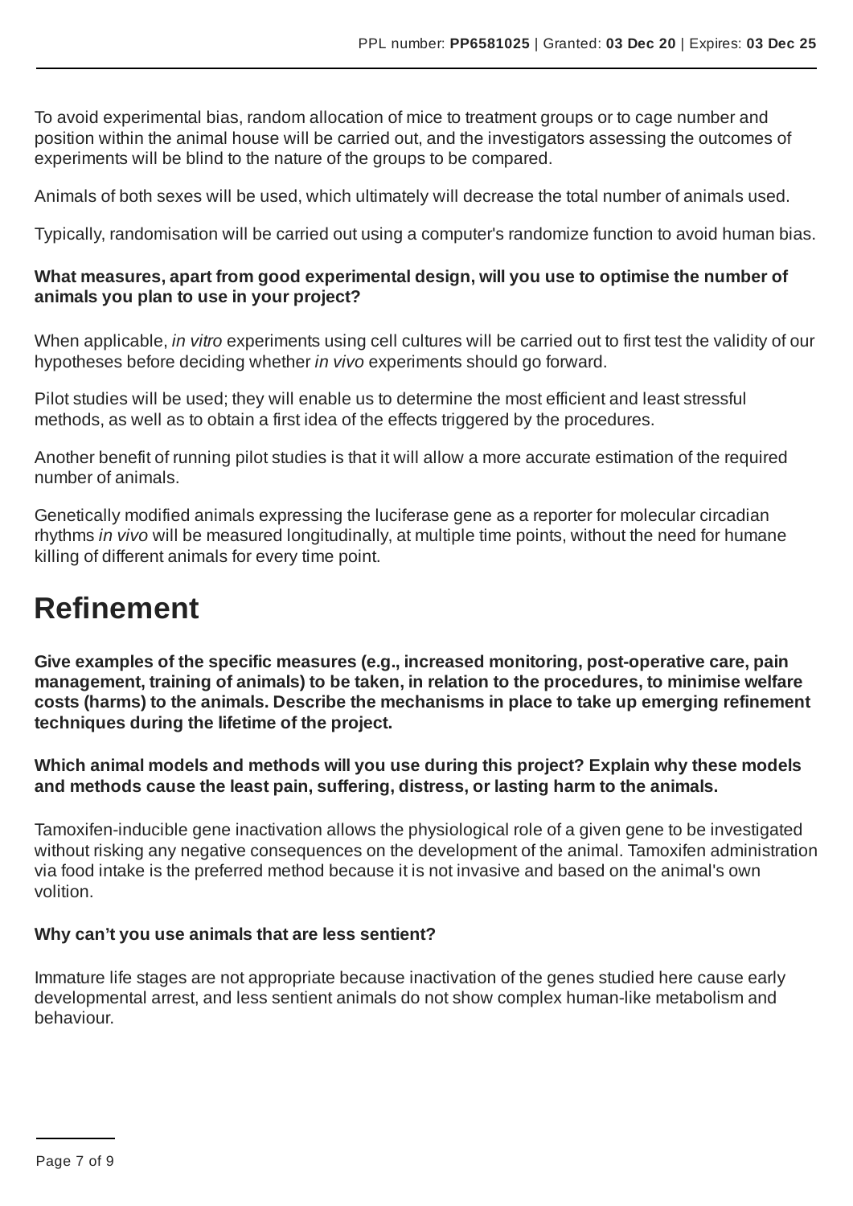To avoid experimental bias, random allocation of mice to treatment groups or to cage number and position within the animal house will be carried out, and the investigators assessing the outcomes of experiments will be blind to the nature of the groups to be compared.

Animals of both sexes will be used, which ultimately will decrease the total number of animals used.

Typically, randomisation will be carried out using a computer's randomize function to avoid human bias.

**What measures, apart from good experimental design, will you use to optimise the number of animals you plan to use in your project?**

When applicable, *in vitro* experiments using cell cultures will be carried out to first test the validity of our hypotheses before deciding whether *in vivo* experiments should go forward.

Pilot studies will be used; they will enable us to determine the most efficient and least stressful methods, as well as to obtain a first idea of the effects triggered by the procedures.

Another benefit of running pilot studies is that it will allow a more accurate estimation of the required number of animals.

Genetically modified animals expressing the luciferase gene as a reporter for molecular circadian rhythms *in vivo* will be measured longitudinally, at multiple time points, without the need for humane killing of different animals for every time point.

# Refinement

**Give examples of the specific measures (e.g., increased monitoring, post-operative care, pain management, training of animals) to be taken, in relation to the procedures, to minimise welfare costs (harms) to the animals. Describe the mechanisms in place to take up emerging refinement techniques during the lifetime of the project.**

**Which animal models and methods will you use during this project? Explain why these models and methods cause the least pain, suffering, distress, or lasting harm to the animals.**

Tamoxifen-inducible gene inactivation allows the physiological role of a given gene to be investigated without risking any negative consequences on the development of the animal. Tamoxifen administration via food intake is the preferred method because it is not invasive and based on the animal's own volition.

**Why can't you use animals that are less sentient?**

Immature life stages are not appropriate because inactivation of the genes studied here cause early developmental arrest, and less sentient animals do not show complex human-like metabolism and behaviour.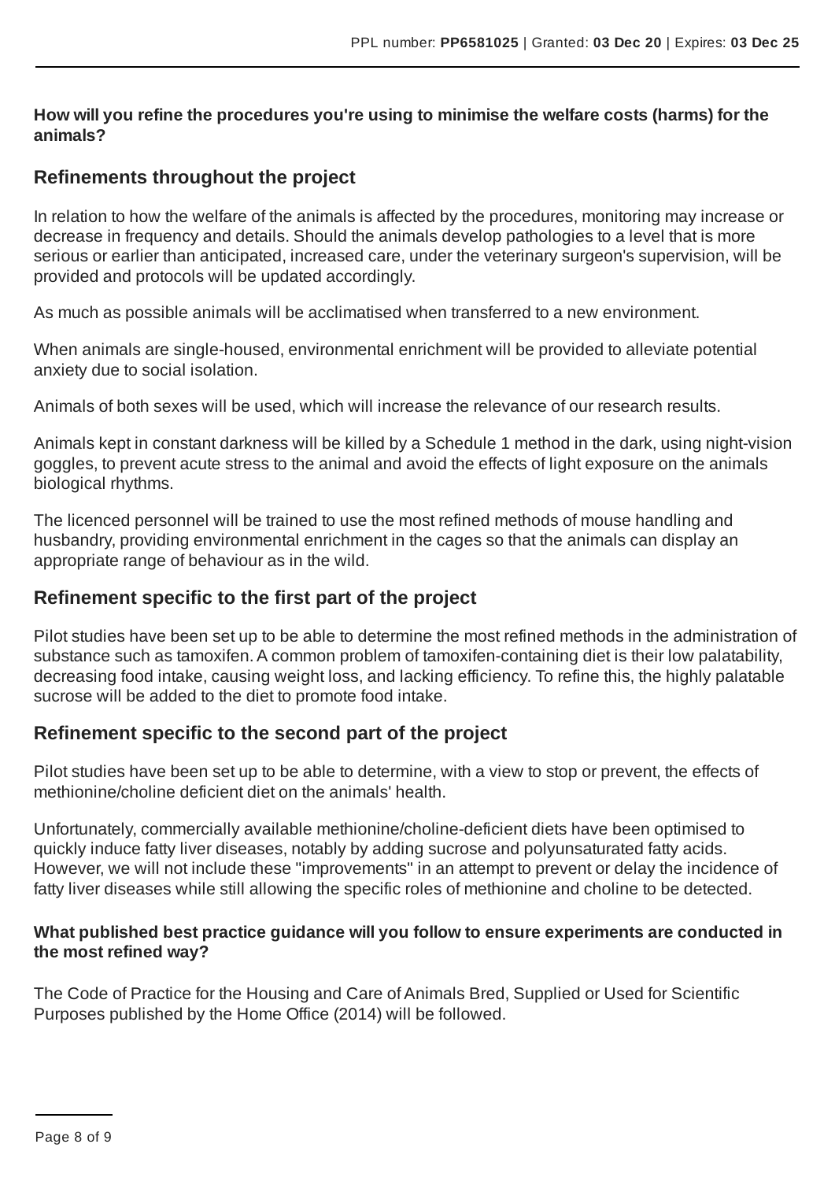**How will you refine the procedures you're using to minimise the welfare costs (harms) for the animals?**

## Refinements throughout the project

In relation to how the welfare of the animals is affected by the procedures, monitoring may increase or decrease in frequency and details. Should the animals develop pathologies to a level that is more serious or earlier than anticipated, increased care, under the veterinary surgeon's supervision, will be provided and protocols will be updated accordingly.

As much as possible animals will be acclimatised when transferred to a new environment.

When animals are single-housed, environmental enrichment will be provided to alleviate potential anxiety due to social isolation.

Animals of both sexes will be used, which will increase the relevance of our research results.

Animals kept in constant darkness will be killed by a Schedule 1 method in the dark, using night-vision goggles, to prevent acute stress to the animal and avoid the effects of light exposure on the animals biological rhythms.

The licenced personnel will be trained to use the most refined methods of mouse handling and husbandry, providing environmental enrichment in the cages so that the animals can display an appropriate range of behaviour as in the wild.

## Refinement specific to the first part of the project

Pilot studies have been set up to be able to determine the most refined methods in the administration of substance such as tamoxifen. A common problem of tamoxifen-containing diet is their low palatability, decreasing food intake, causing weight loss, and lacking efficiency. To refine this, the highly palatable sucrose will be added to the diet to promote food intake.

## Refinement specific to the second part of the project

Pilot studies have been set up to be able to determine, with a view to stop or prevent, the effects of methionine/choline deficient diet on the animals' health.

Unfortunately, commercially available methionine/choline-deficient diets have been optimised to quickly induce fatty liver diseases, notably by adding sucrose and polyunsaturated fatty acids. However, we will not include these "improvements" in an attempt to prevent or delay the incidence of fatty liver diseases while still allowing the specific roles of methionine and choline to be detected.

**What published best practice guidance will you follow to ensure experiments are conducted in the most refined way?**

The Code of Practice for the Housing and Care of Animals Bred, Supplied or Used for Scientific Purposes published by the Home Office (2014) will be followed.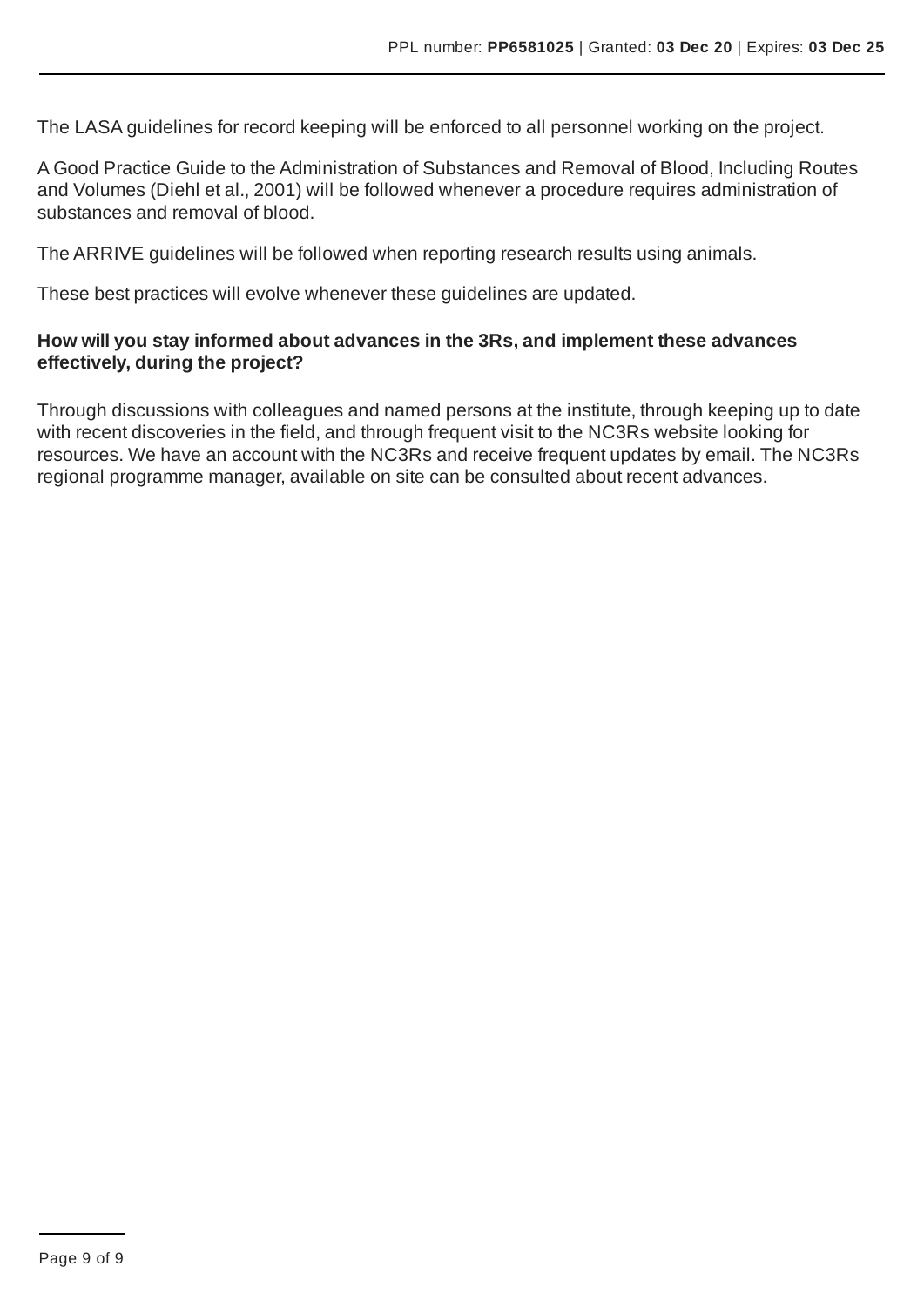The LASA guidelines for record keeping will be enforced to all personnel working on the project.

A Good Practice Guide to the Administration of Substances and Removal of Blood, Including Routes and Volumes (Diehl et al., 2001) will be followed whenever a procedure requires administration of substances and removal of blood.

The ARRIVE guidelines will be followed when reporting research results using animals.

These best practices will evolve whenever these guidelines are updated.

**How will you stay informed about advances in the 3Rs, and implement these advances effectively, during the project?**

Through discussions with colleagues and named persons at the institute, through keeping up to date with recent discoveries in the field, and through frequent visit to the NC3Rs website looking for resources. We have an account with the NC3Rs and receive frequent updates by email. The NC3Rs regional programme manager, available on site can be consulted about recent advances.